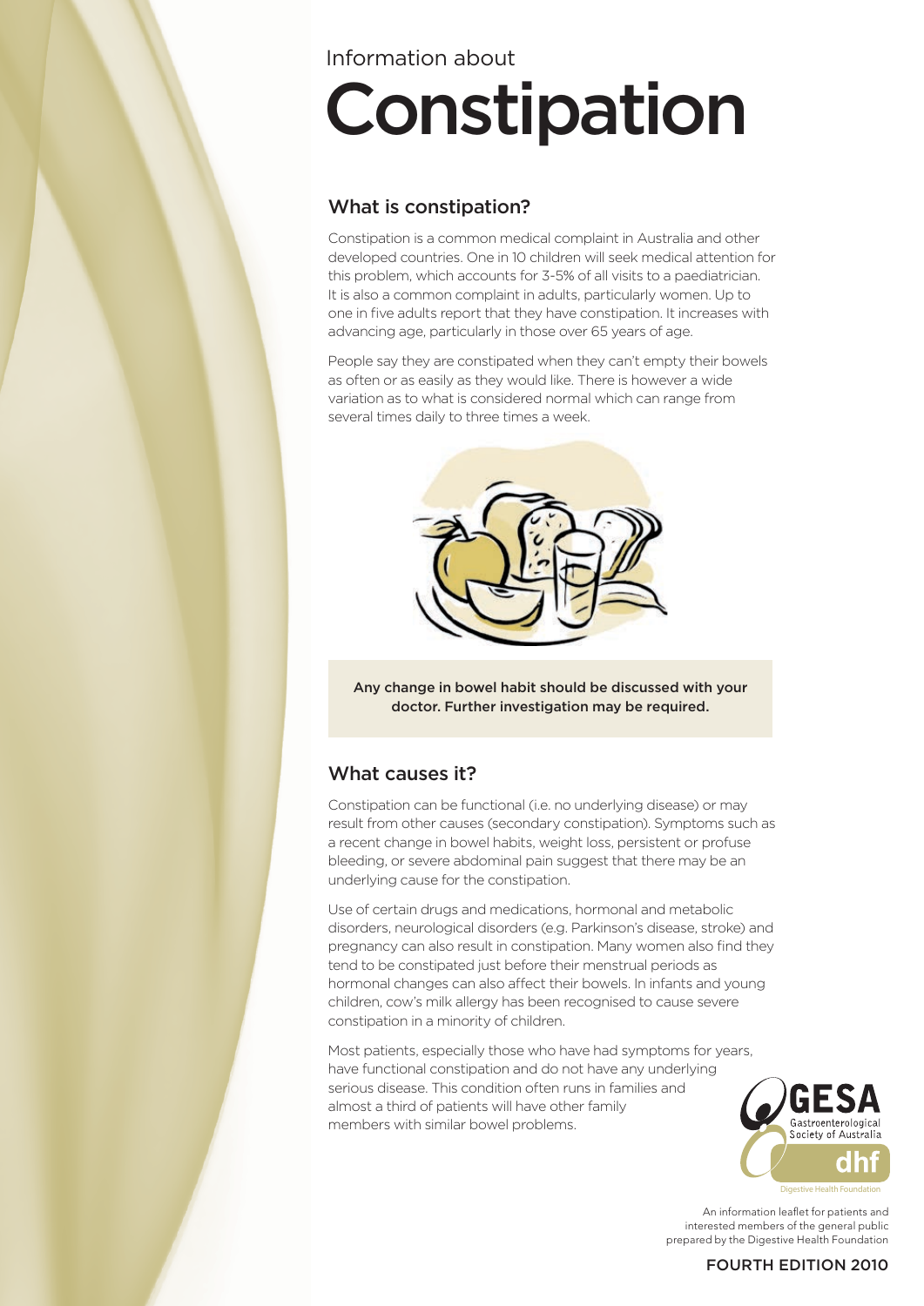Information about

# Constipation

## What is constipation?

Constipation is a common medical complaint in Australia and other developed countries. One in 10 children will seek medical attention for this problem, which accounts for 3-5% of all visits to a paediatrician. It is also a common complaint in adults, particularly women. Up to one in five adults report that they have constipation. It increases with advancing age, particularly in those over 65 years of age.

People say they are constipated when they can't empty their bowels as often or as easily as they would like. There is however a wide variation as to what is considered normal which can range from several times daily to three times a week.

**Any change in bowel habit should be discussed with your doctor. Further investigation may be required.**

## What causes it?

Constipation can be functional (i.e. no underlying disease) or may result from other causes (secondary constipation). Symptoms such as a recent change in bowel habits, weight loss, persistent or profuse bleeding, or severe abdominal pain suggest that there may be an underlying cause for the constipation.

Use of certain drugs and medications, hormonal and metabolic disorders, neurological disorders (e.g. Parkinson's disease, stroke) and pregnancy can also result in constipation. Many women also find they tend to be constipated just before their menstrual periods as hormonal changes can also affect their bowels. In infants and young children, cow's milk allergy has been recognised to cause severe constipation in a minority of children.

Most patients, especially those who have had symptoms for years, have functional constipation and do not have any underlying serious disease. This condition often runs in families and almost a third of patients will have other family members with similar bowel problems.

GESA Gastroenterological Society of Australia

dhf Digestive Health Foundation

An information leaflet for patients and interested members of the general public prepared by the Digestive Health Foundation

FOURTH EDITION 2010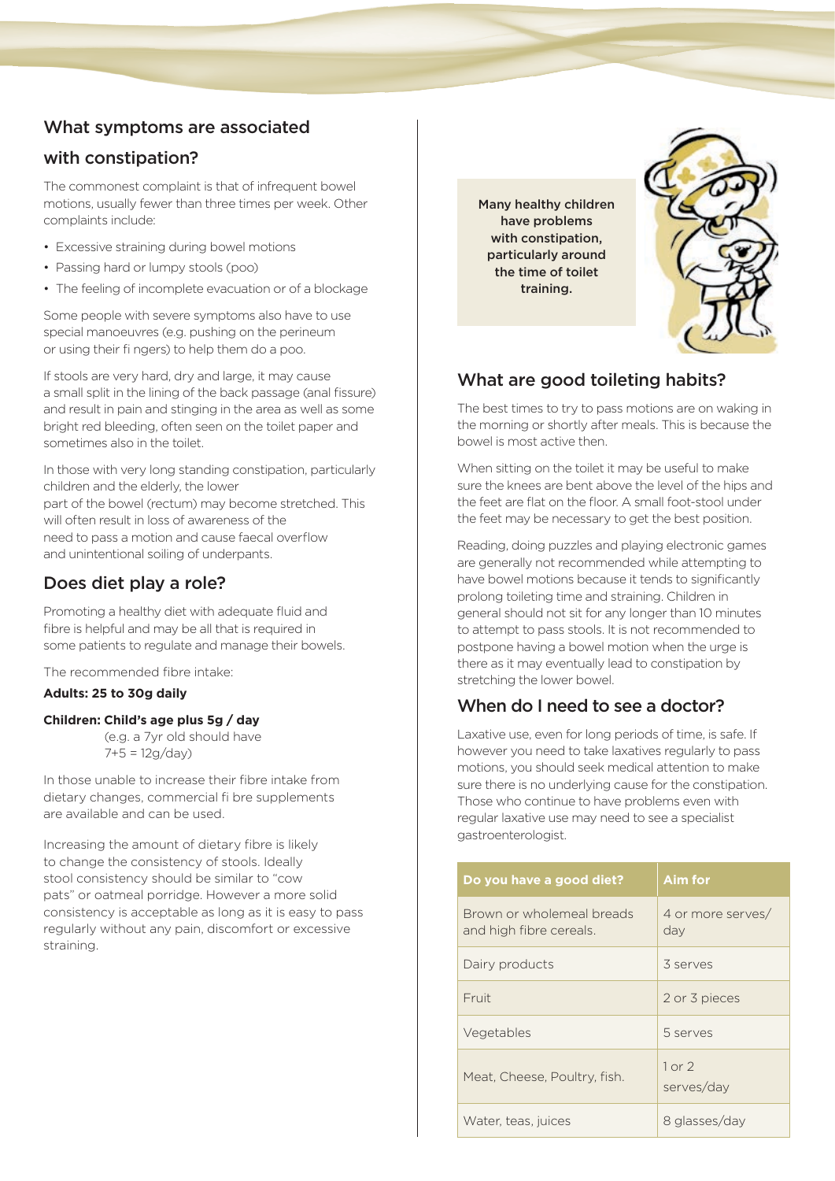## What symptoms are associated with constipation?

The commonest complaint is that of infrequent bowel motions, usually fewer than three times per week. Other complaints include:

- Excessive straining during bowel motions
- Passing hard or lumpy stools (poo)
- The feeling of incomplete evacuation or of a blockage

Some people with severe symptoms also have to use special manoeuvres (e.g. pushing on the perineum or using their fi ngers) to help them do a poo.

If stools are very hard, dry and large, it may cause a small split in the lining of the back passage (anal fissure) and result in pain and stinging in the area as well as some bright red bleeding, often seen on the toilet paper and sometimes also in the toilet.

In those with very long standing constipation, particularly children and the elderly, the lower part of the bowel (rectum) may become stretched. This will often result in loss of awareness of the need to pass a motion and cause faecal overflow and unintentional soiling of underpants.

## Does diet play a role?

Promoting a healthy diet with adequate fluid and fibre is helpful and may be all that is required in some patients to regulate and manage their bowels.

The recommended fibre intake:

**Adults: 25 to 30g daily**

**Children: Child's age plus 5g / day**
(e.g. a 7yr old should have 7+5 = 12g/day)

In those unable to increase their fibre intake from dietary changes, commercial fi bre supplements are available and can be used.

Increasing the amount of dietary fibre is likely to change the consistency of stools. Ideally stool consistency should be similar to "cow pats" or oatmeal porridge. However a more solid consistency is acceptable as long as it is easy to pass regularly without any pain, discomfort or excessive straining.

**Many healthy children have problems with constipation, particularly around the time of toilet training.**

## What are good toileting habits?

The best times to try to pass motions are on waking in the morning or shortly after meals. This is because the bowel is most active then.

When sitting on the toilet it may be useful to make sure the knees are bent above the level of the hips and the feet are flat on the floor. A small foot-stool under the feet may be necessary to get the best position.

Reading, doing puzzles and playing electronic games are generally not recommended while attempting to have bowel motions because it tends to significantly prolong toileting time and straining. Children in general should not sit for any longer than 10 minutes to attempt to pass stools. It is not recommended to postpone having a bowel motion when the urge is there as it may eventually lead to constipation by stretching the lower bowel.

## When do I need to see a doctor?

Laxative use, even for long periods of time, is safe. If however you need to take laxatives regularly to pass motions, you should seek medical attention to make sure there is no underlying cause for the constipation. Those who continue to have problems even with regular laxative use may need to see a specialist gastroenterologist.

| Do you have a good diet? | Aim for |
|---|---|
| Brown or wholemeal breads and high fibre cereals. | 4 or more serves/ day |
| Dairy products | 3 serves |
| Fruit | 2 or 3 pieces |
| Vegetables | 5 serves |
| Meat, Cheese, Poultry, fish. | 1 or 2 serves/day |
| Water, teas, juices | 8 glasses/day |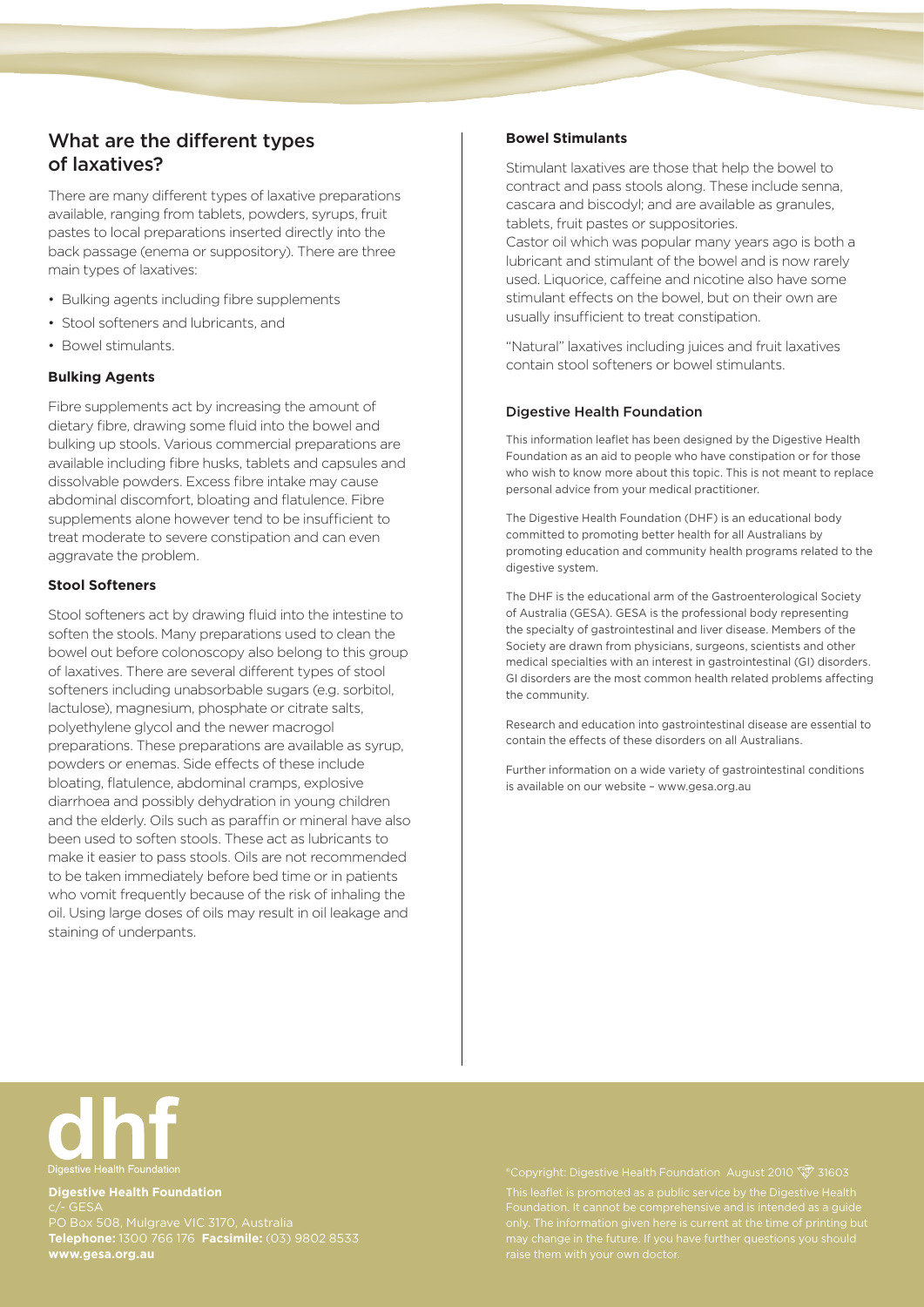## What are the different types of laxatives?

There are many different types of laxative preparations available, ranging from tablets, powders, syrups, fruit pastes to local preparations inserted directly into the back passage (enema or suppository). There are three main types of laxatives:

- Bulking agents including fibre supplements
- Stool softeners and lubricants, and
- Bowel stimulants.

### Bulking Agents

Fibre supplements act by increasing the amount of dietary fibre, drawing some fluid into the bowel and bulking up stools. Various commercial preparations are available including fibre husks, tablets and capsules and dissolvable powders. Excess fibre intake may cause abdominal discomfort, bloating and flatulence. Fibre supplements alone however tend to be insufficient to treat moderate to severe constipation and can even aggravate the problem.

### Stool Softeners

Stool softeners act by drawing fluid into the intestine to soften the stools. Many preparations used to clean the bowel out before colonoscopy also belong to this group of laxatives. There are several different types of stool softeners including unabsorbable sugars (e.g. sorbitol, lactulose), magnesium, phosphate or citrate salts, polyethylene glycol and the newer macrogol preparations. These preparations are available as syrup, powders or enemas. Side effects of these include bloating, flatulence, abdominal cramps, explosive diarrhoea and possibly dehydration in young children and the elderly. Oils such as paraffin or mineral have also been used to soften stools. These act as lubricants to make it easier to pass stools. Oils are not recommended to be taken immediately before bed time or in patients who vomit frequently because of the risk of inhaling the oil. Using large doses of oils may result in oil leakage and staining of underpants.

### Bowel Stimulants

Stimulant laxatives are those that help the bowel to contract and pass stools along. These include senna, cascara and biscodyl; and are available as granules, tablets, fruit pastes or suppositories.
Castor oil which was popular many years ago is both a lubricant and stimulant of the bowel and is now rarely used. Liquorice, caffeine and nicotine also have some stimulant effects on the bowel, but on their own are usually insufficient to treat constipation.

"Natural" laxatives including juices and fruit laxatives contain stool softeners or bowel stimulants.

### Digestive Health Foundation

This information leaflet has been designed by the Digestive Health Foundation as an aid to people who have constipation or for those who wish to know more about this topic. This is not meant to replace personal advice from your medical practitioner.

The Digestive Health Foundation (DHF) is an educational body committed to promoting better health for all Australians by promoting education and community health programs related to the digestive system.

The DHF is the educational arm of the Gastroenterological Society of Australia (GESA). GESA is the professional body representing the specialty of gastrointestinal and liver disease. Members of the Society are drawn from physicians, surgeons, scientists and other medical specialties with an interest in gastrointestinal (GI) disorders. GI disorders are the most common health related problems affecting the community.

Research and education into gastrointestinal disease are essential to contain the effects of these disorders on all Australians.

Further information on a wide variety of gastrointestinal conditions is available on our website – www.gesa.org.au

dhf
Digestive Health Foundation

**Digestive Health Foundation**
c/- GESA
PO Box 508, Mulgrave VIC 3170, Australia
**Telephone:** 1300 766 176 **Facsimile:** (03) 9802 8533
**www.gesa.org.au**

©Copyright: Digestive Health Foundation August 2010 31603

This leaflet is promoted as a public service by the Digestive Health Foundation. It cannot be comprehensive and is intended as a guide only. The information given here is current at the time of printing but may change in the future. If you have further questions you should raise them with your own doctor.